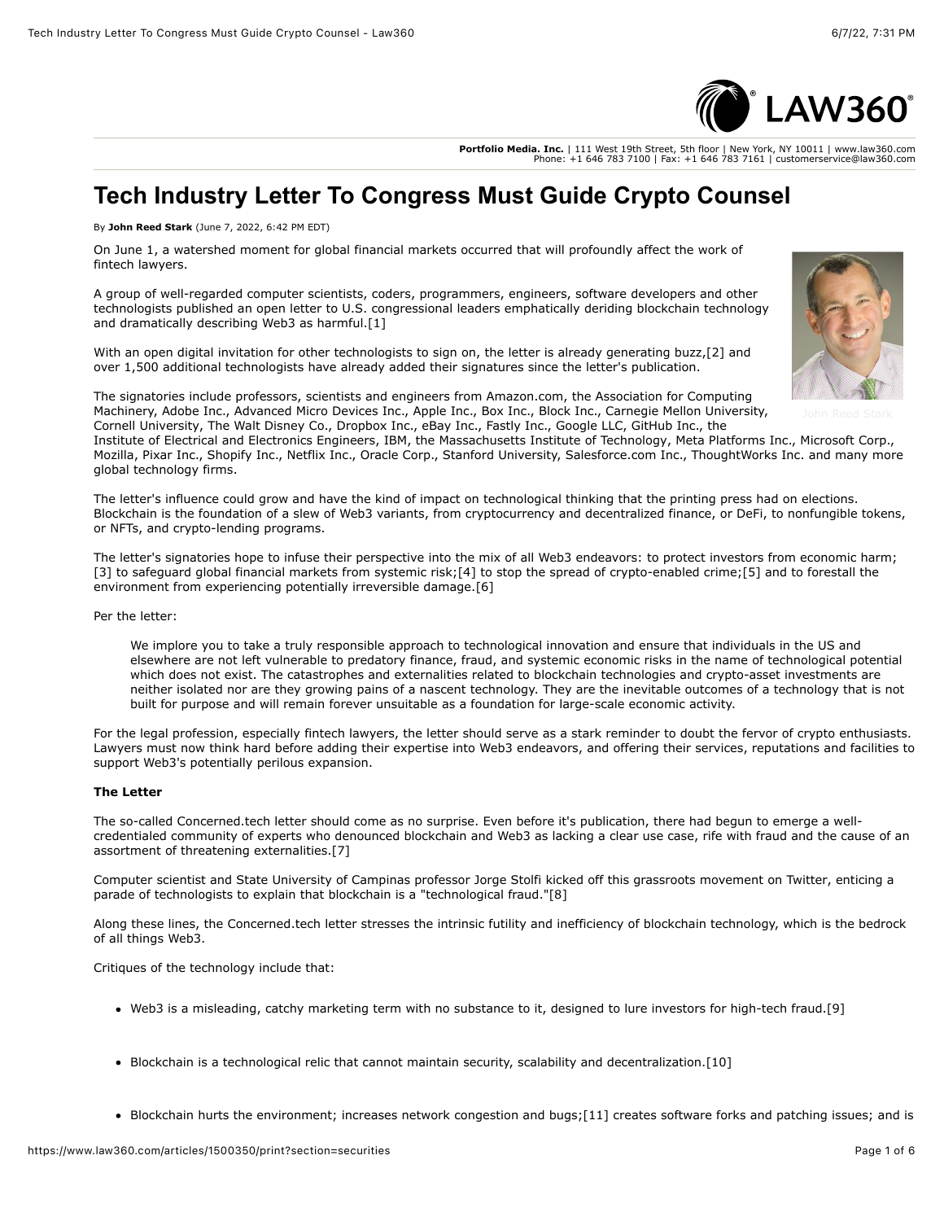# Tech Industry Letter To Congress Must Guide Crypto Counsel

By **John Reed Stark** (June 7, 2022, 6:42 PM EDT)

On June 1, a watershed moment for global financial markets occurred that will profoundly affect the work of fintech lawyers.

A group of well-regarded computer scientists, coders, programmers, engineers, software developers and other technologists published an open letter to U.S. congressional leaders emphatically deriding blockchain technology and dramatically describing Web3 as harmful.[1]

With an open digital invitation for other technologists to sign on, the letter is already generating buzz,[2] and over 1,500 additional technologists have already added their signatures since the letter's publication.

John Reed Stark

The signatories include professors, scientists and engineers from Amazon.com, the Association for Computing Machinery, Adobe Inc., Advanced Micro Devices Inc., Apple Inc., Box Inc., Block Inc., Carnegie Mellon University, Cornell University, The Walt Disney Co., Dropbox Inc., eBay Inc., Fastly Inc., Google LLC, GitHub Inc., the Institute of Electrical and Electronics Engineers, IBM, the Massachusetts Institute of Technology, Meta Platforms Inc., Microsoft Corp., Mozilla, Pixar Inc., Shopify Inc., Netflix Inc., Oracle Corp., Stanford University, Salesforce.com Inc., ThoughtWorks Inc. and many more global technology firms.

The letter's influence could grow and have the kind of impact on technological thinking that the printing press had on elections. Blockchain is the foundation of a slew of Web3 variants, from cryptocurrency and decentralized finance, or DeFi, to nonfungible tokens, or NFTs, and crypto-lending programs.

The letter's signatories hope to infuse their perspective into the mix of all Web3 endeavors: to protect investors from economic harm;[3] to safeguard global financial markets from systemic risk;[4] to stop the spread of crypto-enabled crime;[5] and to forestall the environment from experiencing potentially irreversible damage.[6]

Per the letter:

> We implore you to take a truly responsible approach to technological innovation and ensure that individuals in the US and elsewhere are not left vulnerable to predatory finance, fraud, and systemic economic risks in the name of technological potential which does not exist. The catastrophes and externalities related to blockchain technologies and crypto-asset investments are neither isolated nor are they growing pains of a nascent technology. They are the inevitable outcomes of a technology that is not built for purpose and will remain forever unsuitable as a foundation for large-scale economic activity.

For the legal profession, especially fintech lawyers, the letter should serve as a stark reminder to doubt the fervor of crypto enthusiasts. Lawyers must now think hard before adding their expertise into Web3 endeavors, and offering their services, reputations and facilities to support Web3's potentially perilous expansion.

**The Letter**

The so-called Concerned.tech letter should come as no surprise. Even before it's publication, there had begun to emerge a well-credentialed community of experts who denounced blockchain and Web3 as lacking a clear use case, rife with fraud and the cause of an assortment of threatening externalities.[7]

Computer scientist and State University of Campinas professor Jorge Stolfi kicked off this grassroots movement on Twitter, enticing a parade of technologists to explain that blockchain is a "technological fraud."[8]

Along these lines, the Concerned.tech letter stresses the intrinsic futility and inefficiency of blockchain technology, which is the bedrock of all things Web3.

Critiques of the technology include that:

- Web3 is a misleading, catchy marketing term with no substance to it, designed to lure investors for high-tech fraud.[9]
- Blockchain is a technological relic that cannot maintain security, scalability and decentralization.[10]
- Blockchain hurts the environment; increases network congestion and bugs;[11] creates software forks and patching issues; and is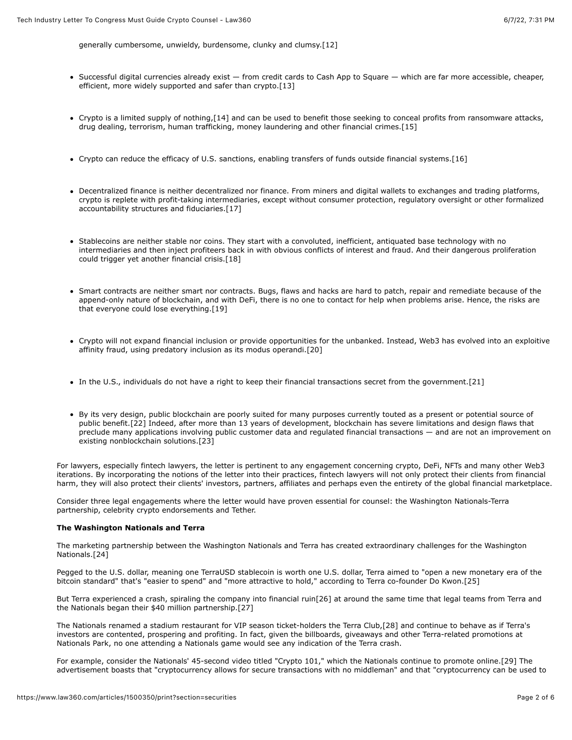generally cumbersome, unwieldy, burdensome, clunky and clumsy.[12]

- Successful digital currencies already exist — from credit cards to Cash App to Square — which are far more accessible, cheaper, efficient, more widely supported and safer than crypto.[13]

- Crypto is a limited supply of nothing,[14] and can be used to benefit those seeking to conceal profits from ransomware attacks, drug dealing, terrorism, human trafficking, money laundering and other financial crimes.[15]

- Crypto can reduce the efficacy of U.S. sanctions, enabling transfers of funds outside financial systems.[16]

- Decentralized finance is neither decentralized nor finance. From miners and digital wallets to exchanges and trading platforms, crypto is replete with profit-taking intermediaries, except without consumer protection, regulatory oversight or other formalized accountability structures and fiduciaries.[17]

- Stablecoins are neither stable nor coins. They start with a convoluted, inefficient, antiquated base technology with no intermediaries and then inject profiteers back in with obvious conflicts of interest and fraud. And their dangerous proliferation could trigger yet another financial crisis.[18]

- Smart contracts are neither smart nor contracts. Bugs, flaws and hacks are hard to patch, repair and remediate because of the append-only nature of blockchain, and with DeFi, there is no one to contact for help when problems arise. Hence, the risks are that everyone could lose everything.[19]

- Crypto will not expand financial inclusion or provide opportunities for the unbanked. Instead, Web3 has evolved into an exploitive affinity fraud, using predatory inclusion as its modus operandi.[20]

- In the U.S., individuals do not have a right to keep their financial transactions secret from the government.[21]

- By its very design, public blockchain are poorly suited for many purposes currently touted as a present or potential source of public benefit.[22] Indeed, after more than 13 years of development, blockchain has severe limitations and design flaws that preclude many applications involving public customer data and regulated financial transactions — and are not an improvement on existing nonblockchain solutions.[23]

For lawyers, especially fintech lawyers, the letter is pertinent to any engagement concerning crypto, DeFi, NFTs and many other Web3 iterations. By incorporating the notions of the letter into their practices, fintech lawyers will not only protect their clients from financial harm, they will also protect their clients' investors, partners, affiliates and perhaps even the entirety of the global financial marketplace.

Consider three legal engagements where the letter would have proven essential for counsel: the Washington Nationals-Terra partnership, celebrity crypto endorsements and Tether.

**The Washington Nationals and Terra**

The marketing partnership between the Washington Nationals and Terra has created extraordinary challenges for the Washington Nationals.[24]

Pegged to the U.S. dollar, meaning one TerraUSD stablecoin is worth one U.S. dollar, Terra aimed to "open a new monetary era of the bitcoin standard" that's "easier to spend" and "more attractive to hold," according to Terra co-founder Do Kwon.[25]

But Terra experienced a crash, spiraling the company into financial ruin[26] at around the same time that legal teams from Terra and the Nationals began their $40 million partnership.[27]

The Nationals renamed a stadium restaurant for VIP season ticket-holders the Terra Club,[28] and continue to behave as if Terra's investors are contented, prospering and profiting. In fact, given the billboards, giveaways and other Terra-related promotions at Nationals Park, no one attending a Nationals game would see any indication of the Terra crash.

For example, consider the Nationals' 45-second video titled "Crypto 101," which the Nationals continue to promote online.[29] The advertisement boasts that "cryptocurrency allows for secure transactions with no middleman" and that "cryptocurrency can be used to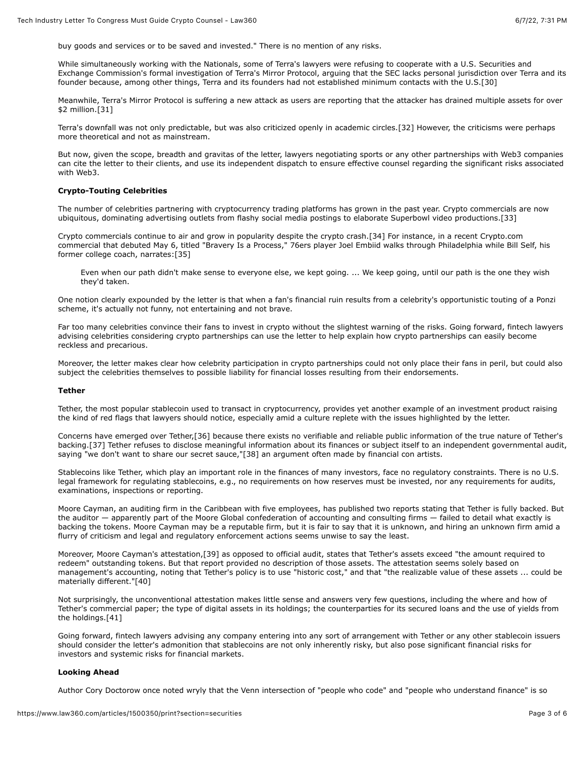buy goods and services or to be saved and invested." There is no mention of any risks.

While simultaneously working with the Nationals, some of Terra's lawyers were refusing to cooperate with a U.S. Securities and Exchange Commission's formal investigation of Terra's Mirror Protocol, arguing that the SEC lacks personal jurisdiction over Terra and its founder because, among other things, Terra and its founders had not established minimum contacts with the U.S.[30]

Meanwhile, Terra's Mirror Protocol is suffering a new attack as users are reporting that the attacker has drained multiple assets for over $2 million.[31]

Terra's downfall was not only predictable, but was also criticized openly in academic circles.[32] However, the criticisms were perhaps more theoretical and not as mainstream.

But now, given the scope, breadth and gravitas of the letter, lawyers negotiating sports or any other partnerships with Web3 companies can cite the letter to their clients, and use its independent dispatch to ensure effective counsel regarding the significant risks associated with Web3.

**Crypto-Touting Celebrities**

The number of celebrities partnering with cryptocurrency trading platforms has grown in the past year. Crypto commercials are now ubiquitous, dominating advertising outlets from flashy social media postings to elaborate Superbowl video productions.[33]

Crypto commercials continue to air and grow in popularity despite the crypto crash.[34] For instance, in a recent Crypto.com commercial that debuted May 6, titled "Bravery Is a Process," 76ers player Joel Embiid walks through Philadelphia while Bill Self, his former college coach, narrates:[35]

> Even when our path didn't make sense to everyone else, we kept going. ... We keep going, until our path is the one they wish they'd taken.

One notion clearly expounded by the letter is that when a fan's financial ruin results from a celebrity's opportunistic touting of a Ponzi scheme, it's actually not funny, not entertaining and not brave.

Far too many celebrities convince their fans to invest in crypto without the slightest warning of the risks. Going forward, fintech lawyers advising celebrities considering crypto partnerships can use the letter to help explain how crypto partnerships can easily become reckless and precarious.

Moreover, the letter makes clear how celebrity participation in crypto partnerships could not only place their fans in peril, but could also subject the celebrities themselves to possible liability for financial losses resulting from their endorsements.

**Tether**

Tether, the most popular stablecoin used to transact in cryptocurrency, provides yet another example of an investment product raising the kind of red flags that lawyers should notice, especially amid a culture replete with the issues highlighted by the letter.

Concerns have emerged over Tether,[36] because there exists no verifiable and reliable public information of the true nature of Tether's backing.[37] Tether refuses to disclose meaningful information about its finances or subject itself to an independent governmental audit, saying "we don't want to share our secret sauce,"[38] an argument often made by financial con artists.

Stablecoins like Tether, which play an important role in the finances of many investors, face no regulatory constraints. There is no U.S. legal framework for regulating stablecoins, e.g., no requirements on how reserves must be invested, nor any requirements for audits, examinations, inspections or reporting.

Moore Cayman, an auditing firm in the Caribbean with five employees, has published two reports stating that Tether is fully backed. But the auditor — apparently part of the Moore Global confederation of accounting and consulting firms — failed to detail what exactly is backing the tokens. Moore Cayman may be a reputable firm, but it is fair to say that it is unknown, and hiring an unknown firm amid a flurry of criticism and legal and regulatory enforcement actions seems unwise to say the least.

Moreover, Moore Cayman's attestation,[39] as opposed to official audit, states that Tether's assets exceed "the amount required to redeem" outstanding tokens. But that report provided no description of those assets. The attestation seems solely based on management's accounting, noting that Tether's policy is to use "historic cost," and that "the realizable value of these assets ... could be materially different."[40]

Not surprisingly, the unconventional attestation makes little sense and answers very few questions, including the where and how of Tether's commercial paper; the type of digital assets in its holdings; the counterparties for its secured loans and the use of yields from the holdings.[41]

Going forward, fintech lawyers advising any company entering into any sort of arrangement with Tether or any other stablecoin issuers should consider the letter's admonition that stablecoins are not only inherently risky, but also pose significant financial risks for investors and systemic risks for financial markets.

**Looking Ahead**

Author Cory Doctorow once noted wryly that the Venn intersection of "people who code" and "people who understand finance" is so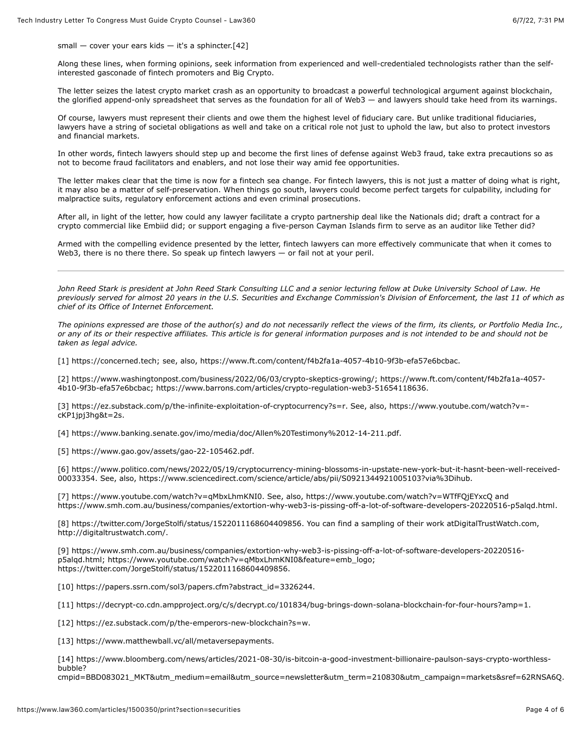small — cover your ears kids — it's a sphincter.[42]

Along these lines, when forming opinions, seek information from experienced and well-credentialed technologists rather than the self-interested gasconade of fintech promoters and Big Crypto.

The letter seizes the latest crypto market crash as an opportunity to broadcast a powerful technological argument against blockchain, the glorified append-only spreadsheet that serves as the foundation for all of Web3 — and lawyers should take heed from its warnings.

Of course, lawyers must represent their clients and owe them the highest level of fiduciary care. But unlike traditional fiduciaries, lawyers have a string of societal obligations as well and take on a critical role not just to uphold the law, but also to protect investors and financial markets.

In other words, fintech lawyers should step up and become the first lines of defense against Web3 fraud, take extra precautions so as not to become fraud facilitators and enablers, and not lose their way amid fee opportunities.

The letter makes clear that the time is now for a fintech sea change. For fintech lawyers, this is not just a matter of doing what is right, it may also be a matter of self-preservation. When things go south, lawyers could become perfect targets for culpability, including for malpractice suits, regulatory enforcement actions and even criminal prosecutions.

After all, in light of the letter, how could any lawyer facilitate a crypto partnership deal like the Nationals did; draft a contract for a crypto commercial like Embiid did; or support engaging a five-person Cayman Islands firm to serve as an auditor like Tether did?

Armed with the compelling evidence presented by the letter, fintech lawyers can more effectively communicate that when it comes to Web3, there is no there there. So speak up fintech lawyers — or fail not at your peril.

---

*John Reed Stark is president at John Reed Stark Consulting LLC and a senior lecturing fellow at Duke University School of Law. He previously served for almost 20 years in the U.S. Securities and Exchange Commission's Division of Enforcement, the last 11 of which as chief of its Office of Internet Enforcement.*

*The opinions expressed are those of the author(s) and do not necessarily reflect the views of the firm, its clients, or Portfolio Media Inc., or any of its or their respective affiliates. This article is for general information purposes and is not intended to be and should not be taken as legal advice.*

[1] https://concerned.tech; see, also, https://www.ft.com/content/f4b2fa1a-4057-4b10-9f3b-efa57e6bcbac.

[2] https://www.washingtonpost.com/business/2022/06/03/crypto-skeptics-growing/; https://www.ft.com/content/f4b2fa1a-4057-4b10-9f3b-efa57e6bcbac; https://www.barrons.com/articles/crypto-regulation-web3-51654118636.

[3] https://ez.substack.com/p/the-infinite-exploitation-of-cryptocurrency?s=r. See, also, https://www.youtube.com/watch?v=-cKP1jpj3hg&t=2s.

[4] https://www.banking.senate.gov/imo/media/doc/Allen%20Testimony%2012-14-211.pdf.

[5] https://www.gao.gov/assets/gao-22-105462.pdf.

[6] https://www.politico.com/news/2022/05/19/cryptocurrency-mining-blossoms-in-upstate-new-york-but-it-hasnt-been-well-received-00033354. See, also, https://www.sciencedirect.com/science/article/abs/pii/S0921344921005103?via%3Dihub.

[7] https://www.youtube.com/watch?v=qMbxLhmKNI0. See, also, https://www.youtube.com/watch?v=WTfFQjEYxcQ and https://www.smh.com.au/business/companies/extortion-why-web3-is-pissing-off-a-lot-of-software-developers-20220516-p5alqd.html.

[8] https://twitter.com/JorgeStolfi/status/1522011168604409856. You can find a sampling of their work atDigitalTrustWatch.com, http://digitaltrustwatch.com/.

[9] https://www.smh.com.au/business/companies/extortion-why-web3-is-pissing-off-a-lot-of-software-developers-20220516-p5alqd.html; https://www.youtube.com/watch?v=qMbxLhmKNI0&feature=emb_logo; https://twitter.com/JorgeStolfi/status/1522011168604409856.

[10] https://papers.ssrn.com/sol3/papers.cfm?abstract_id=3326244.

[11] https://decrypt-co.cdn.ampproject.org/c/s/decrypt.co/101834/bug-brings-down-solana-blockchain-for-four-hours?amp=1.

[12] https://ez.substack.com/p/the-emperors-new-blockchain?s=w.

[13] https://www.matthewball.vc/all/metaversepayments.

[14] https://www.bloomberg.com/news/articles/2021-08-30/is-bitcoin-a-good-investment-billionaire-paulson-says-crypto-worthless-bubble?cmpid=BBD083021_MKT&utm_medium=email&utm_source=newsletter&utm_term=210830&utm_campaign=markets&sref=62RNSA6Q.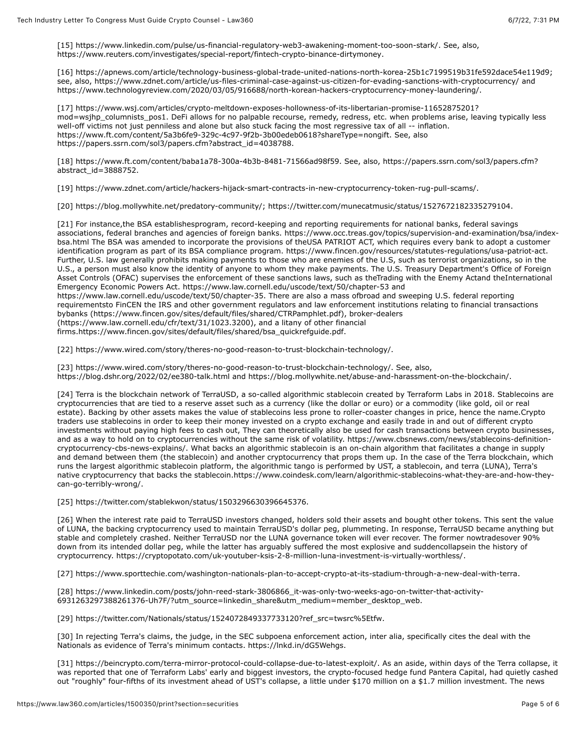[15] https://www.linkedin.com/pulse/us-financial-regulatory-web3-awakening-moment-too-soon-stark/. See, also, https://www.reuters.com/investigates/special-report/fintech-crypto-binance-dirtymoney.

[16] https://apnews.com/article/technology-business-global-trade-united-nations-north-korea-25b1c7199519b31fe592dace54e119d9; see, also, https://www.zdnet.com/article/us-files-criminal-case-against-us-citizen-for-evading-sanctions-with-cryptocurrency/ and https://www.technologyreview.com/2020/03/05/916688/north-korean-hackers-cryptocurrency-money-laundering/.

[17] https://www.wsj.com/articles/crypto-meltdown-exposes-hollowness-of-its-libertarian-promise-11652875201?mod=wsjhp_columnists_pos1. DeFi allows for no palpable recourse, remedy, redress, etc. when problems arise, leaving typically less well-off victims not just penniless and alone but also stuck facing the most regressive tax of all -- inflation. https://www.ft.com/content/5a3b6fe9-329c-4c97-9f2b-3b00edeb0618?shareType=nongift. See, also https://papers.ssrn.com/sol3/papers.cfm?abstract_id=4038788.

[18] https://www.ft.com/content/baba1a78-300a-4b3b-8481-71566ad98f59. See, also, https://papers.ssrn.com/sol3/papers.cfm?abstract_id=3888752.

[19] https://www.zdnet.com/article/hackers-hijack-smart-contracts-in-new-cryptocurrency-token-rug-pull-scams/.

[20] https://blog.mollywhite.net/predatory-community/; https://twitter.com/munecatmusic/status/1527672182335279104.

[21] For instance,the BSA establishesprogram, record-keeping and reporting requirements for national banks, federal savings associations, federal branches and agencies of foreign banks. https://www.occ.treas.gov/topics/supervision-and-examination/bsa/index-bsa.html The BSA was amended to incorporate the provisions of theUSA PATRIOT ACT, which requires every bank to adopt a customer identification program as part of its BSA compliance program. https://www.fincen.gov/resources/statutes-regulations/usa-patriot-act. Further, U.S. law generally prohibits making payments to those who are enemies of the U.S, such as terrorist organizations, so in the U.S., a person must also know the identity of anyone to whom they make payments. The U.S. Treasury Department's Office of Foreign Asset Controls (OFAC) supervises the enforcement of these sanctions laws, such as theTrading with the Enemy Actand theInternational Emergency Economic Powers Act. https://www.law.cornell.edu/uscode/text/50/chapter-53 and https://www.law.cornell.edu/uscode/text/50/chapter-35. There are also a mass ofbroad and sweeping U.S. federal reporting requirementsto FinCEN the IRS and other government regulators and law enforcement institutions relating to financial transactions bybanks (https://www.fincen.gov/sites/default/files/shared/CTRPamphlet.pdf), broker-dealers (https://www.law.cornell.edu/cfr/text/31/1023.3200), and a litany of other financial firms.https://www.fincen.gov/sites/default/files/shared/bsa_quickrefguide.pdf.

[22] https://www.wired.com/story/theres-no-good-reason-to-trust-blockchain-technology/.

[23] https://www.wired.com/story/theres-no-good-reason-to-trust-blockchain-technology/. See, also, https://blog.dshr.org/2022/02/ee380-talk.html and https://blog.mollywhite.net/abuse-and-harassment-on-the-blockchain/.

[24] Terra is the blockchain network of TerraUSD, a so-called algorithmic stablecoin created by Terraform Labs in 2018. Stablecoins are cryptocurrencies that are tied to a reserve asset such as a currency (like the dollar or euro) or a commodity (like gold, oil or real estate). Backing by other assets makes the value of stablecoins less prone to roller-coaster changes in price, hence the name.Crypto traders use stablecoins in order to keep their money invested on a crypto exchange and easily trade in and out of different crypto investments without paying high fees to cash out, They can theoretically also be used for cash transactions between crypto businesses, and as a way to hold on to cryptocurrencies without the same risk of volatility. https://www.cbsnews.com/news/stablecoins-definition-cryptocurrency-cbs-news-explains/. What backs an algorithmic stablecoin is an on-chain algorithm that facilitates a change in supply and demand between them (the stablecoin) and another cryptocurrency that props them up. In the case of the Terra blockchain, which runs the largest algorithmic stablecoin platform, the algorithmic tango is performed by UST, a stablecoin, and terra (LUNA), Terra's native cryptocurrency that backs the stablecoin.https://www.coindesk.com/learn/algorithmic-stablecoins-what-they-are-and-how-they-can-go-terribly-wrong/.

[25] https://twitter.com/stablekwon/status/1503296630396645376.

[26] When the interest rate paid to TerraUSD investors changed, holders sold their assets and bought other tokens. This sent the value of LUNA, the backing cryptocurrency used to maintain TerraUSD's dollar peg, plummeting. In response, TerraUSD became anything but stable and completely crashed. Neither TerraUSD nor the LUNA governance token will ever recover. The former nowtradesover 90% down from its intended dollar peg, while the latter has arguably suffered the most explosive and suddencollapsein the history of cryptocurrency. https://cryptopotato.com/uk-youtuber-ksis-2-8-million-luna-investment-is-virtually-worthless/.

[27] https://www.sporttechie.com/washington-nationals-plan-to-accept-crypto-at-its-stadium-through-a-new-deal-with-terra.

[28] https://www.linkedin.com/posts/john-reed-stark-3806866_it-was-only-two-weeks-ago-on-twitter-that-activity-6931263297388261376-Uh7F/?utm_source=linkedin_share&utm_medium=member_desktop_web.

[29] https://twitter.com/Nationals/status/1524072849337733120?ref_src=twsrc%5Etfw.

[30] In rejecting Terra's claims, the judge, in the SEC subpoena enforcement action, inter alia, specifically cites the deal with the Nationals as evidence of Terra's minimum contacts. https://lnkd.in/dG5Wehgs.

[31] https://beincrypto.com/terra-mirror-protocol-could-collapse-due-to-latest-exploit/. As an aside, within days of the Terra collapse, it was reported that one of Terraform Labs' early and biggest investors, the crypto-focused hedge fund Pantera Capital, had quietly cashed out "roughly" four-fifths of its investment ahead of UST's collapse, a little under $170 million on a $1.7 million investment. The news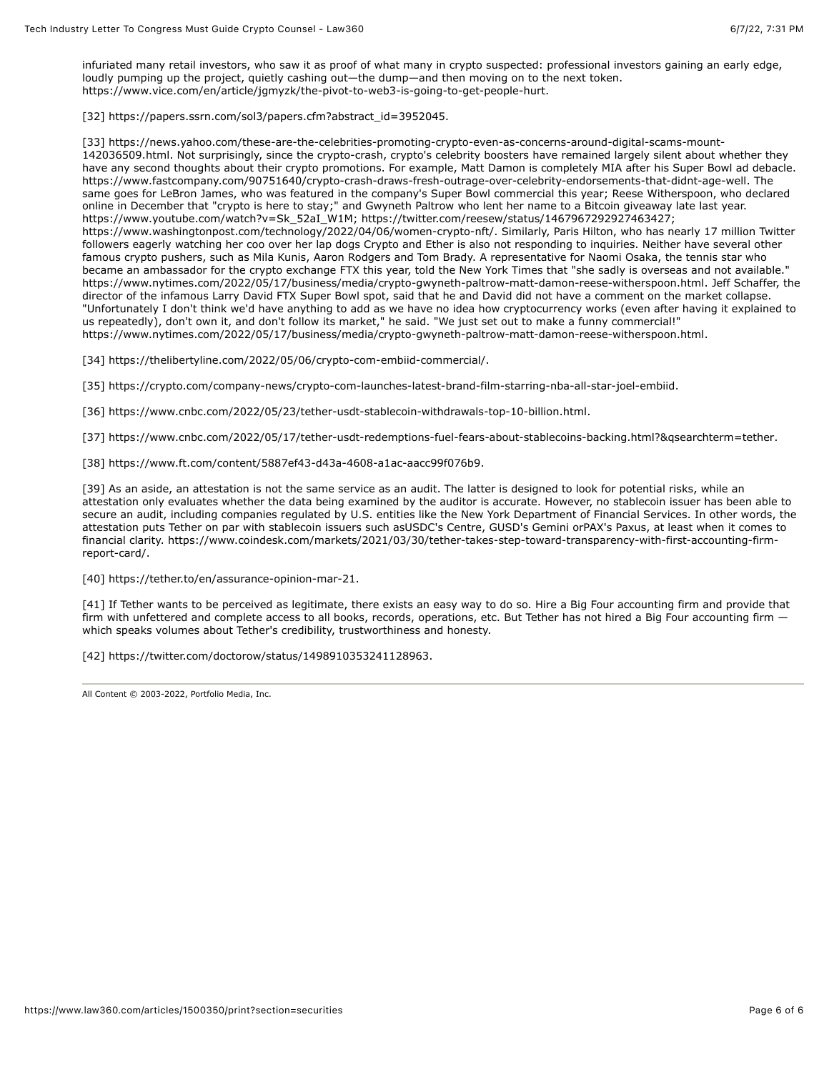infuriated many retail investors, who saw it as proof of what many in crypto suspected: professional investors gaining an early edge, loudly pumping up the project, quietly cashing out—the dump—and then moving on to the next token. https://www.vice.com/en/article/jgmyzk/the-pivot-to-web3-is-going-to-get-people-hurt.

[32] https://papers.ssrn.com/sol3/papers.cfm?abstract_id=3952045.

[33] https://news.yahoo.com/these-are-the-celebrities-promoting-crypto-even-as-concerns-around-digital-scams-mount-142036509.html. Not surprisingly, since the crypto-crash, crypto's celebrity boosters have remained largely silent about whether they have any second thoughts about their crypto promotions. For example, Matt Damon is completely MIA after his Super Bowl ad debacle. https://www.fastcompany.com/90751640/crypto-crash-draws-fresh-outrage-over-celebrity-endorsements-that-didnt-age-well. The same goes for LeBron James, who was featured in the company's Super Bowl commercial this year; Reese Witherspoon, who declared online in December that "crypto is here to stay;" and Gwyneth Paltrow who lent her name to a Bitcoin giveaway late last year. https://www.youtube.com/watch?v=Sk_52aI_W1M; https://twitter.com/reesew/status/1467967292927463427; https://www.washingtonpost.com/technology/2022/04/06/women-crypto-nft/. Similarly, Paris Hilton, who has nearly 17 million Twitter followers eagerly watching her coo over her lap dogs Crypto and Ether is also not responding to inquiries. Neither have several other famous crypto pushers, such as Mila Kunis, Aaron Rodgers and Tom Brady. A representative for Naomi Osaka, the tennis star who became an ambassador for the crypto exchange FTX this year, told the New York Times that "she sadly is overseas and not available." https://www.nytimes.com/2022/05/17/business/media/crypto-gwyneth-paltrow-matt-damon-reese-witherspoon.html. Jeff Schaffer, the director of the infamous Larry David FTX Super Bowl spot, said that he and David did not have a comment on the market collapse. "Unfortunately I don't think we'd have anything to add as we have no idea how cryptocurrency works (even after having it explained to us repeatedly), don't own it, and don't follow its market," he said. "We just set out to make a funny commercial!" https://www.nytimes.com/2022/05/17/business/media/crypto-gwyneth-paltrow-matt-damon-reese-witherspoon.html.

[34] https://thelibertyline.com/2022/05/06/crypto-com-embiid-commercial/.

[35] https://crypto.com/company-news/crypto-com-launches-latest-brand-film-starring-nba-all-star-joel-embiid.

[36] https://www.cnbc.com/2022/05/23/tether-usdt-stablecoin-withdrawals-top-10-billion.html.

[37] https://www.cnbc.com/2022/05/17/tether-usdt-redemptions-fuel-fears-about-stablecoins-backing.html?&qsearchterm=tether.

[38] https://www.ft.com/content/5887ef43-d43a-4608-a1ac-aacc99f076b9.

[39] As an aside, an attestation is not the same service as an audit. The latter is designed to look for potential risks, while an attestation only evaluates whether the data being examined by the auditor is accurate. However, no stablecoin issuer has been able to secure an audit, including companies regulated by U.S. entities like the New York Department of Financial Services. In other words, the attestation puts Tether on par with stablecoin issuers such asUSDC's Centre, GUSD's Gemini orPAX's Paxus, at least when it comes to financial clarity. https://www.coindesk.com/markets/2021/03/30/tether-takes-step-toward-transparency-with-first-accounting-firm-report-card/.

[40] https://tether.to/en/assurance-opinion-mar-21.

[41] If Tether wants to be perceived as legitimate, there exists an easy way to do so. Hire a Big Four accounting firm and provide that firm with unfettered and complete access to all books, records, operations, etc. But Tether has not hired a Big Four accounting firm — which speaks volumes about Tether's credibility, trustworthiness and honesty.

[42] https://twitter.com/doctorow/status/1498910353241128963.

All Content © 2003-2022, Portfolio Media, Inc.